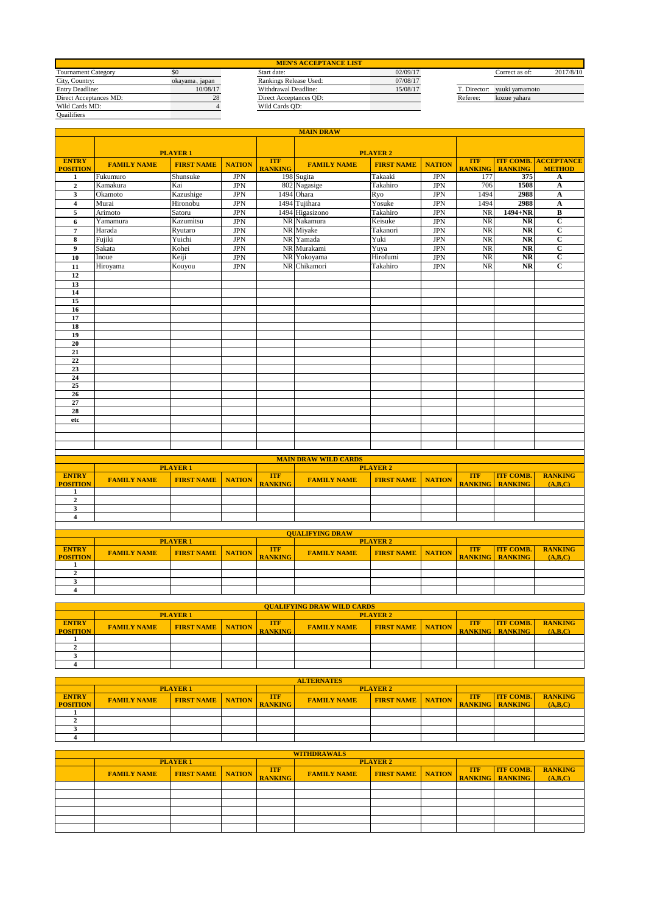# MEN'S ACCEPTANCE LIST

| | | | | | | |
|---|---|---|---|---|---|---|
| Tournament Category | $0 | Start date: | 02/09/17 | | Correct as of: | 2017/8/10 |
| City, Country: | okayama、japan | Rankings Release Used: | 07/08/17 | | | |
| Entry Deadline: | 10/08/17 | Withdrawal Deadline: | 15/08/17 | T. Director: | yuuki yamamoto | |
| Direct Acceptances MD: | 28 | Direct Acceptances QD: | | Referee: | kozue yahara | |
| Wild Cards MD: | 4 | Wild Cards QD: | | | | |
| Quailifiers | | | | | | |

## MAIN DRAW

| | PLAYER 1 | | | | PLAYER 2 | | | | | |
|---|---|---|---|---|---|---|---|---|---|---|
| ENTRY POSITION | FAMILY NAME | FIRST NAME | NATION | ITF RANKING | FAMILY NAME | FIRST NAME | NATION | ITF RANKING | ITF COMB. RANKING | ACCEPTANCE METHOD |
| 1 | Fukumuro | Shunsuke | JPN | 198 | Sugita | Takaaki | JPN | 177 | 375 | A |
| 2 | Kamakura | Kai | JPN | 802 | Nagasige | Takahiro | JPN | 706 | 1508 | A |
| 3 | Okamoto | Kazushige | JPN | 1494 | Ohara | Ryo | JPN | 1494 | 2988 | A |
| 4 | Murai | Hironobu | JPN | 1494 | Tujihara | Yosuke | JPN | 1494 | 2988 | A |
| 5 | Arimoto | Satoru | JPN | 1494 | Higasizono | Takahiro | JPN | NR | 1494+NR | B |
| 6 | Yamamura | Kazumitsu | JPN | NR | Nakamura | Keisuke | JPN | NR | NR | C |
| 7 | Harada | Ryutaro | JPN | NR | Miyake | Takanori | JPN | NR | NR | C |
| 8 | Fujiki | Yuichi | JPN | NR | Yamada | Yuki | JPN | NR | NR | C |
| 9 | Sakata | Kohei | JPN | NR | Murakami | Yuya | JPN | NR | NR | C |
| 10 | Inoue | Keiji | JPN | NR | Yokoyama | Hirofumi | JPN | NR | NR | C |
| 11 | Hiroyama | Kouyou | JPN | NR | Chikamori | Takahiro | JPN | NR | NR | C |
| 12 | | | | | | | | | | |
| 13 | | | | | | | | | | |
| 14 | | | | | | | | | | |
| 15 | | | | | | | | | | |
| 16 | | | | | | | | | | |
| 17 | | | | | | | | | | |
| 18 | | | | | | | | | | |
| 19 | | | | | | | | | | |
| 20 | | | | | | | | | | |
| 21 | | | | | | | | | | |
| 22 | | | | | | | | | | |
| 23 | | | | | | | | | | |
| 24 | | | | | | | | | | |
| 25 | | | | | | | | | | |
| 26 | | | | | | | | | | |
| 27 | | | | | | | | | | |
| 28 | | | | | | | | | | |
| etc | | | | | | | | | | |

## MAIN DRAW WILD CARDS

| | PLAYER 1 | | | | PLAYER 2 | | | | | |
|---|---|---|---|---|---|---|---|---|---|---|
| ENTRY POSITION | FAMILY NAME | FIRST NAME | NATION | ITF RANKING | FAMILY NAME | FIRST NAME | NATION | ITF RANKING | ITF COMB. RANKING | RANKING (A,B,C) |
| 1 | | | | | | | | | | |
| 2 | | | | | | | | | | |
| 3 | | | | | | | | | | |
| 4 | | | | | | | | | | |

## QUALIFYING DRAW

| | PLAYER 1 | | | | PLAYER 2 | | | | | |
|---|---|---|---|---|---|---|---|---|---|---|
| ENTRY POSITION | FAMILY NAME | FIRST NAME | NATION | ITF RANKING | FAMILY NAME | FIRST NAME | NATION | ITF RANKING | ITF COMB. RANKING | RANKING (A,B,C) |
| 1 | | | | | | | | | | |
| 2 | | | | | | | | | | |
| 3 | | | | | | | | | | |
| 4 | | | | | | | | | | |

## QUALIFYING DRAW WILD CARDS

| | PLAYER 1 | | | | PLAYER 2 | | | | | |
|---|---|---|---|---|---|---|---|---|---|---|
| ENTRY POSITION | FAMILY NAME | FIRST NAME | NATION | ITF RANKING | FAMILY NAME | FIRST NAME | NATION | ITF RANKING | ITF COMB. RANKING | RANKING (A,B,C) |
| 1 | | | | | | | | | | |
| 2 | | | | | | | | | | |
| 3 | | | | | | | | | | |
| 4 | | | | | | | | | | |

## ALTERNATES

| | PLAYER 1 | | | | PLAYER 2 | | | | | |
|---|---|---|---|---|---|---|---|---|---|---|
| ENTRY POSITION | FAMILY NAME | FIRST NAME | NATION | ITF RANKING | FAMILY NAME | FIRST NAME | NATION | ITF RANKING | ITF COMB. RANKING | RANKING (A,B,C) |
| 1 | | | | | | | | | | |
| 2 | | | | | | | | | | |
| 3 | | | | | | | | | | |
| 4 | | | | | | | | | | |

## WITHDRAWALS

| | PLAYER 1 | | | | PLAYER 2 | | | | | |
|---|---|---|---|---|---|---|---|---|---|---|
| | FAMILY NAME | FIRST NAME | NATION | ITF RANKING | FAMILY NAME | FIRST NAME | NATION | ITF RANKING | ITF COMB. RANKING | RANKING (A,B,C) |
| | | | | | | | | | | |
| | | | | | | | | | | |
| | | | | | | | | | | |
| | | | | | | | | | | |
| | | | | | | | | | | |
| | | | | | | | | | | |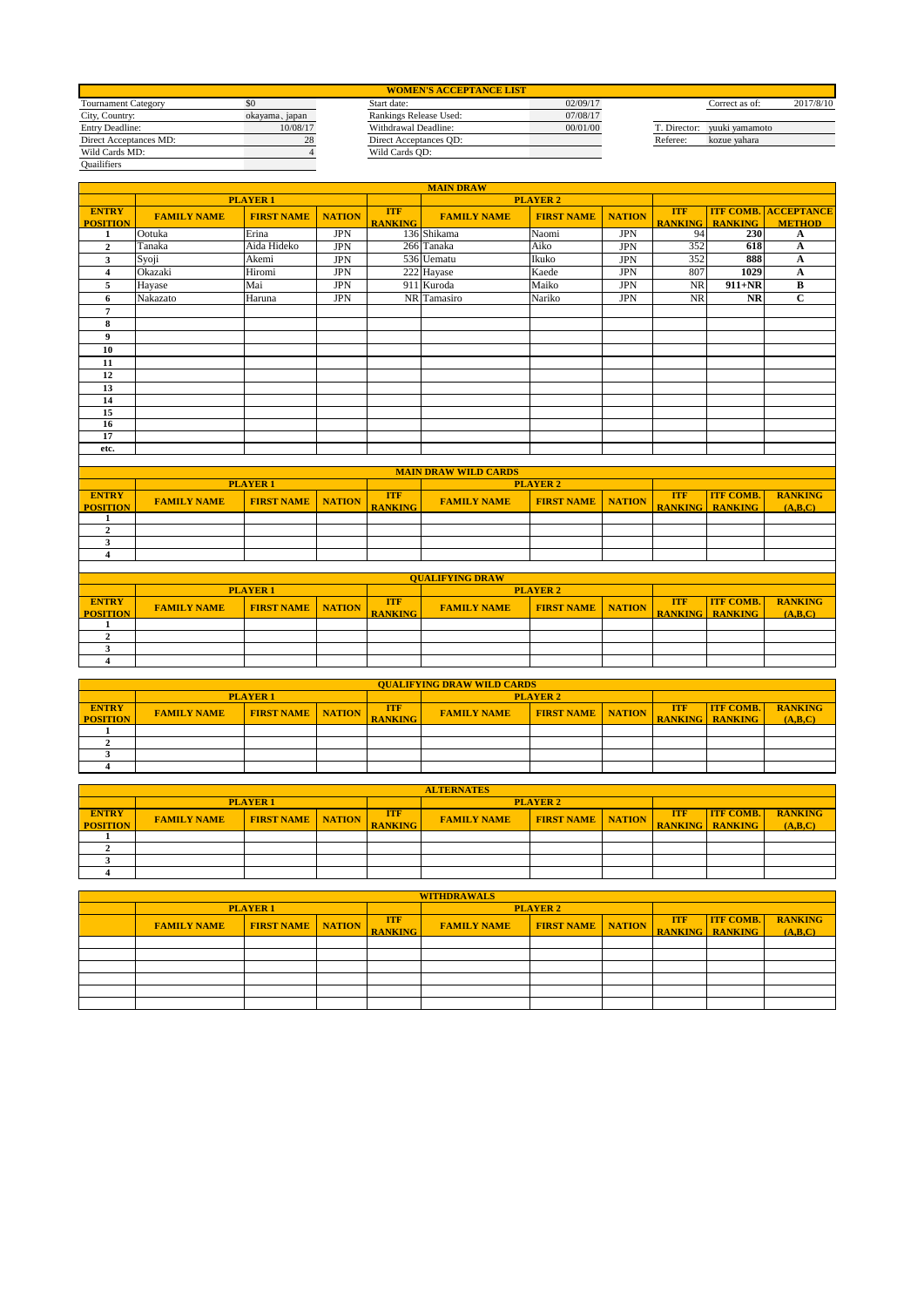## WOMEN'S ACCEPTANCE LIST

| | | | | | | |
|---|---|---|---|---|---|---|
| Tournament Category | $0 | Start date: | 02/09/17 | | Correct as of: | 2017/8/10 |
| City, Country: | okayama、japan | Rankings Release Used: | 07/08/17 | | | |
| Entry Deadline: | 10/08/17 | Withdrawal Deadline: | 00/01/00 | T. Director: | yuuki yamamoto | |
| Direct Acceptances MD: | 28 | Direct Acceptances QD: | | Referee: | kozue yahara | |
| Wild Cards MD: | 4 | Wild Cards QD: | | | | |
| Quailifiers | | | | | | |

### MAIN DRAW

| | PLAYER 1 | | | | PLAYER 2 | | | | | |
|---|---|---|---|---|---|---|---|---|---|---|
| ENTRY POSITION | FAMILY NAME | FIRST NAME | NATION | ITF RANKING | FAMILY NAME | FIRST NAME | NATION | ITF RANKING | ITF COMB. RANKING | ACCEPTANCE METHOD |
| 1 | Ootuka | Erina | JPN | 136 | Shikama | Naomi | JPN | 94 | 230 | A |
| 2 | Tanaka | Aida Hideko | JPN | 266 | Tanaka | Aiko | JPN | 352 | 618 | A |
| 3 | Syoji | Akemi | JPN | 536 | Uematu | Ikuko | JPN | 352 | 888 | A |
| 4 | Okazaki | Hiromi | JPN | 222 | Hayase | Kaede | JPN | 807 | 1029 | A |
| 5 | Hayase | Mai | JPN | 911 | Kuroda | Maiko | JPN | NR | 911+NR | B |
| 6 | Nakazato | Haruna | JPN | NR | Tamasiro | Nariko | JPN | NR | NR | C |
| 7 | | | | | | | | | | |
| 8 | | | | | | | | | | |
| 9 | | | | | | | | | | |
| 10 | | | | | | | | | | |
| 11 | | | | | | | | | | |
| 12 | | | | | | | | | | |
| 13 | | | | | | | | | | |
| 14 | | | | | | | | | | |
| 15 | | | | | | | | | | |
| 16 | | | | | | | | | | |
| 17 | | | | | | | | | | |
| etc. | | | | | | | | | | |

### MAIN DRAW WILD CARDS

| | PLAYER 1 | | | | PLAYER 2 | | | | | |
|---|---|---|---|---|---|---|---|---|---|---|
| ENTRY POSITION | FAMILY NAME | FIRST NAME | NATION | ITF RANKING | FAMILY NAME | FIRST NAME | NATION | ITF RANKING | ITF COMB. RANKING | RANKING (A,B,C) |
| 1 | | | | | | | | | | |
| 2 | | | | | | | | | | |
| 3 | | | | | | | | | | |
| 4 | | | | | | | | | | |

### QUALIFYING DRAW

| | PLAYER 1 | | | | PLAYER 2 | | | | | |
|---|---|---|---|---|---|---|---|---|---|---|
| ENTRY POSITION | FAMILY NAME | FIRST NAME | NATION | ITF RANKING | FAMILY NAME | FIRST NAME | NATION | ITF RANKING | ITF COMB. RANKING | RANKING (A,B,C) |
| 1 | | | | | | | | | | |
| 2 | | | | | | | | | | |
| 3 | | | | | | | | | | |
| 4 | | | | | | | | | | |

### QUALIFYING DRAW WILD CARDS

| | PLAYER 1 | | | | PLAYER 2 | | | | | |
|---|---|---|---|---|---|---|---|---|---|---|
| ENTRY POSITION | FAMILY NAME | FIRST NAME | NATION | ITF RANKING | FAMILY NAME | FIRST NAME | NATION | ITF RANKING | ITF COMB. RANKING | RANKING (A,B,C) |
| 1 | | | | | | | | | | |
| 2 | | | | | | | | | | |
| 3 | | | | | | | | | | |
| 4 | | | | | | | | | | |

### ALTERNATES

| | PLAYER 1 | | | | PLAYER 2 | | | | | |
|---|---|---|---|---|---|---|---|---|---|---|
| ENTRY POSITION | FAMILY NAME | FIRST NAME | NATION | ITF RANKING | FAMILY NAME | FIRST NAME | NATION | ITF RANKING | ITF COMB. RANKING | RANKING (A,B,C) |
| 1 | | | | | | | | | | |
| 2 | | | | | | | | | | |
| 3 | | | | | | | | | | |
| 4 | | | | | | | | | | |

### WITHDRAWALS

| | PLAYER 1 | | | | PLAYER 2 | | | | | |
|---|---|---|---|---|---|---|---|---|---|---|
| | FAMILY NAME | FIRST NAME | NATION | ITF RANKING | FAMILY NAME | FIRST NAME | NATION | ITF RANKING | ITF COMB. RANKING | RANKING (A,B,C) |
| | | | | | | | | | | |
| | | | | | | | | | | |
| | | | | | | | | | | |
| | | | | | | | | | | |
| | | | | | | | | | | |
| | | | | | | | | | | |